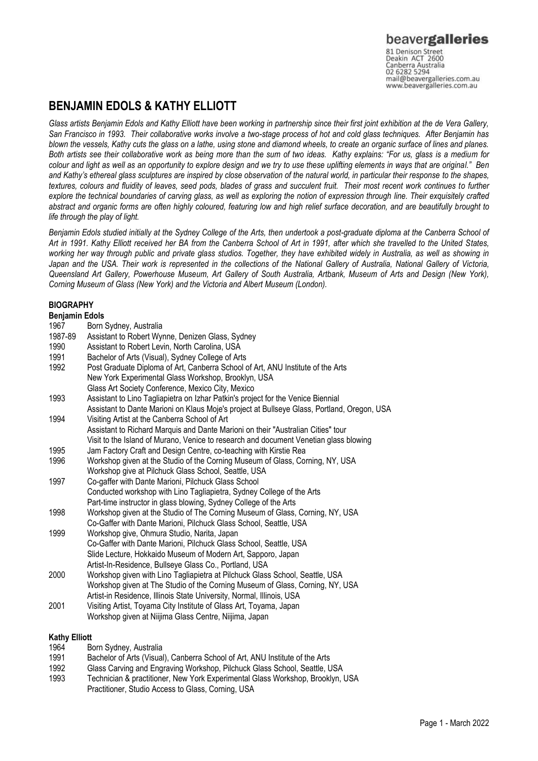# BENJAMIN EDOLS & KATHY ELLIOTT

*Glass artists Benjamin Edols and Kathy Elliott have been working in partnership since their first joint exhibition at the de Vera Gallery, San Francisco in 1993. Their collaborative works involve a two-stage process of hot and cold glass techniques. After Benjamin has blown the vessels, Kathy cuts the glass on a lathe, using stone and diamond wheels, to create an organic surface of lines and planes. Both artists see their collaborative work as being more than the sum of two ideas. Kathy explains: "For us, glass is a medium for colour and light as well as an opportunity to explore design and we try to use these uplifting elements in ways that are original." Ben and Kathy's ethereal glass sculptures are inspired by close observation of the natural world, in particular their response to the shapes, textures, colours and fluidity of leaves, seed pods, blades of grass and succulent fruit. Their most recent work continues to further explore the technical boundaries of carving glass, as well as exploring the notion of expression through line. Their exquisitely crafted abstract and organic forms are often highly coloured, featuring low and high relief surface decoration, and are beautifully brought to life through the play of light.*

*Benjamin Edols studied initially at the Sydney College of the Arts, then undertook a post-graduate diploma at the Canberra School of Art in 1991. Kathy Elliott received her BA from the Canberra School of Art in 1991, after which she travelled to the United States, working her way through public and private glass studios. Together, they have exhibited widely in Australia, as well as showing in Japan and the USA. Their work is represented in the collections of the National Gallery of Australia, National Gallery of Victoria, Queensland Art Gallery, Powerhouse Museum, Art Gallery of South Australia, Artbank, Museum of Arts and Design (New York), Corning Museum of Glass (New York) and the Victoria and Albert Museum (London).*

## BIOGRAPHY

### Benjamin Edols

1967 Born Sydney, Australia

1987-89 Assistant to Robert Wynne, Denizen Glass, Sydney

1990 Assistant to Robert Levin, North Carolina, USA

1991 Bachelor of Arts (Visual), Sydney College of Arts

1992 Post Graduate Diploma of Art, Canberra School of Art, ANU Institute of the Arts
New York Experimental Glass Workshop, Brooklyn, USA
Glass Art Society Conference, Mexico City, Mexico

1993 Assistant to Lino Tagliapietra on Izhar Patkin's project for the Venice Biennial
Assistant to Dante Marioni on Klaus Moje's project at Bullseye Glass, Portland, Oregon, USA

1994 Visiting Artist at the Canberra School of Art
Assistant to Richard Marquis and Dante Marioni on their "Australian Cities" tour
Visit to the Island of Murano, Venice to research and document Venetian glass blowing

1995 Jam Factory Craft and Design Centre, co-teaching with Kirstie Rea

1996 Workshop given at the Studio of the Corning Museum of Glass, Corning, NY, USA
Workshop give at Pilchuck Glass School, Seattle, USA

1997 Co-gaffer with Dante Marioni, Pilchuck Glass School
Conducted workshop with Lino Tagliapietra, Sydney College of the Arts
Part-time instructor in glass blowing, Sydney College of the Arts

1998 Workshop given at the Studio of The Corning Museum of Glass, Corning, NY, USA
Co-Gaffer with Dante Marioni, Pilchuck Glass School, Seattle, USA

1999 Workshop give, Ohmura Studio, Narita, Japan
Co-Gaffer with Dante Marioni, Pilchuck Glass School, Seattle, USA
Slide Lecture, Hokkaido Museum of Modern Art, Sapporo, Japan
Artist-In-Residence, Bullseye Glass Co., Portland, USA

2000 Workshop given with Lino Tagliapietra at Pilchuck Glass School, Seattle, USA
Workshop given at The Studio of the Corning Museum of Glass, Corning, NY, USA
Artist-in Residence, Illinois State University, Normal, Illinois, USA

2001 Visiting Artist, Toyama City Institute of Glass Art, Toyama, Japan
Workshop given at Niijima Glass Centre, Niijima, Japan

### Kathy Elliott

1964 Born Sydney, Australia

1991 Bachelor of Arts (Visual), Canberra School of Art, ANU Institute of the Arts

1992 Glass Carving and Engraving Workshop, Pilchuck Glass School, Seattle, USA

1993 Technician & practitioner, New York Experimental Glass Workshop, Brooklyn, USA
Practitioner, Studio Access to Glass, Corning, USA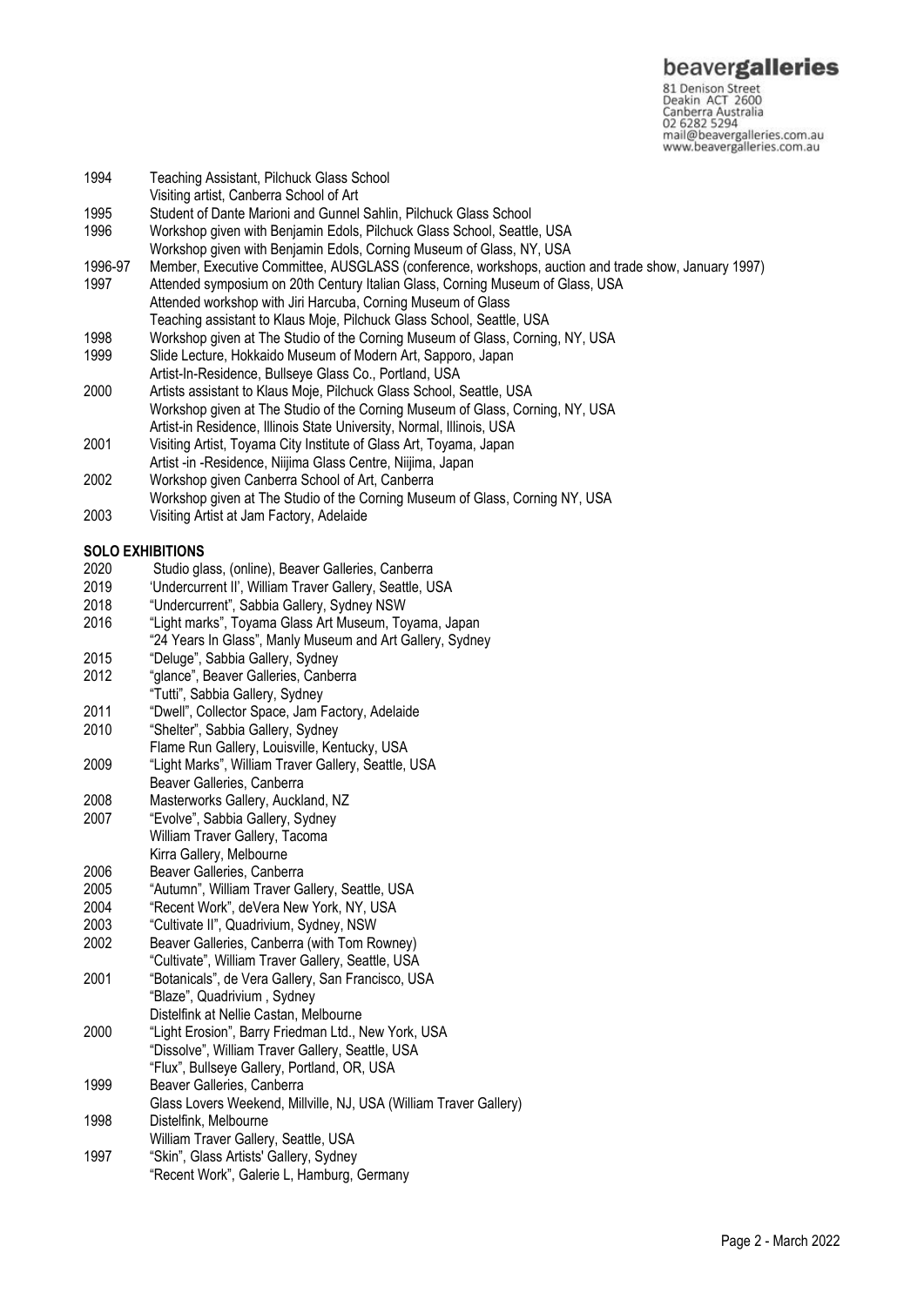| | |
|---|---|
| 1994 | Teaching Assistant, Pilchuck Glass School |
| | Visiting artist, Canberra School of Art |
| 1995 | Student of Dante Marioni and Gunnel Sahlin, Pilchuck Glass School |
| 1996 | Workshop given with Benjamin Edols, Pilchuck Glass School, Seattle, USA |
| | Workshop given with Benjamin Edols, Corning Museum of Glass, NY, USA |
| 1996-97 | Member, Executive Committee, AUSGLASS (conference, workshops, auction and trade show, January 1997) |
| 1997 | Attended symposium on 20th Century Italian Glass, Corning Museum of Glass, USA |
| | Attended workshop with Jiri Harcuba, Corning Museum of Glass |
| | Teaching assistant to Klaus Moje, Pilchuck Glass School, Seattle, USA |
| 1998 | Workshop given at The Studio of the Corning Museum of Glass, Corning, NY, USA |
| 1999 | Slide Lecture, Hokkaido Museum of Modern Art, Sapporo, Japan |
| | Artist-In-Residence, Bullseye Glass Co., Portland, USA |
| 2000 | Artists assistant to Klaus Moje, Pilchuck Glass School, Seattle, USA |
| | Workshop given at The Studio of the Corning Museum of Glass, Corning, NY, USA |
| | Artist-in Residence, Illinois State University, Normal, Illinois, USA |
| 2001 | Visiting Artist, Toyama City Institute of Glass Art, Toyama, Japan |
| | Artist -in -Residence, Niijima Glass Centre, Niijima, Japan |
| 2002 | Workshop given Canberra School of Art, Canberra |
| | Workshop given at The Studio of the Corning Museum of Glass, Corning NY, USA |
| 2003 | Visiting Artist at Jam Factory, Adelaide |

## SOLO EXHIBITIONS

| | |
|---|---|
| 2020 | Studio glass, (online), Beaver Galleries, Canberra |
| 2019 | 'Undercurrent II', William Traver Gallery, Seattle, USA |
| 2018 | "Undercurrent", Sabbia Gallery, Sydney NSW |
| 2016 | "Light marks", Toyama Glass Art Museum, Toyama, Japan |
| | "24 Years In Glass", Manly Museum and Art Gallery, Sydney |
| 2015 | "Deluge", Sabbia Gallery, Sydney |
| 2012 | "glance", Beaver Galleries, Canberra |
| | "Tutti", Sabbia Gallery, Sydney |
| 2011 | "Dwell", Collector Space, Jam Factory, Adelaide |
| 2010 | "Shelter", Sabbia Gallery, Sydney |
| | Flame Run Gallery, Louisville, Kentucky, USA |
| 2009 | "Light Marks", William Traver Gallery, Seattle, USA |
| | Beaver Galleries, Canberra |
| 2008 | Masterworks Gallery, Auckland, NZ |
| 2007 | "Evolve", Sabbia Gallery, Sydney |
| | William Traver Gallery, Tacoma |
| | Kirra Gallery, Melbourne |
| 2006 | Beaver Galleries, Canberra |
| 2005 | "Autumn", William Traver Gallery, Seattle, USA |
| 2004 | "Recent Work", deVera New York, NY, USA |
| 2003 | "Cultivate II", Quadrivium, Sydney, NSW |
| 2002 | Beaver Galleries, Canberra (with Tom Rowney) |
| | "Cultivate", William Traver Gallery, Seattle, USA |
| 2001 | "Botanicals", de Vera Gallery, San Francisco, USA |
| | "Blaze", Quadrivium , Sydney |
| | Distelfink at Nellie Castan, Melbourne |
| 2000 | "Light Erosion", Barry Friedman Ltd., New York, USA |
| | "Dissolve", William Traver Gallery, Seattle, USA |
| | "Flux", Bullseye Gallery, Portland, OR, USA |
| 1999 | Beaver Galleries, Canberra |
| | Glass Lovers Weekend, Millville, NJ, USA (William Traver Gallery) |
| 1998 | Distelfink, Melbourne |
| | William Traver Gallery, Seattle, USA |
| 1997 | "Skin", Glass Artists' Gallery, Sydney |
| | "Recent Work", Galerie L, Hamburg, Germany |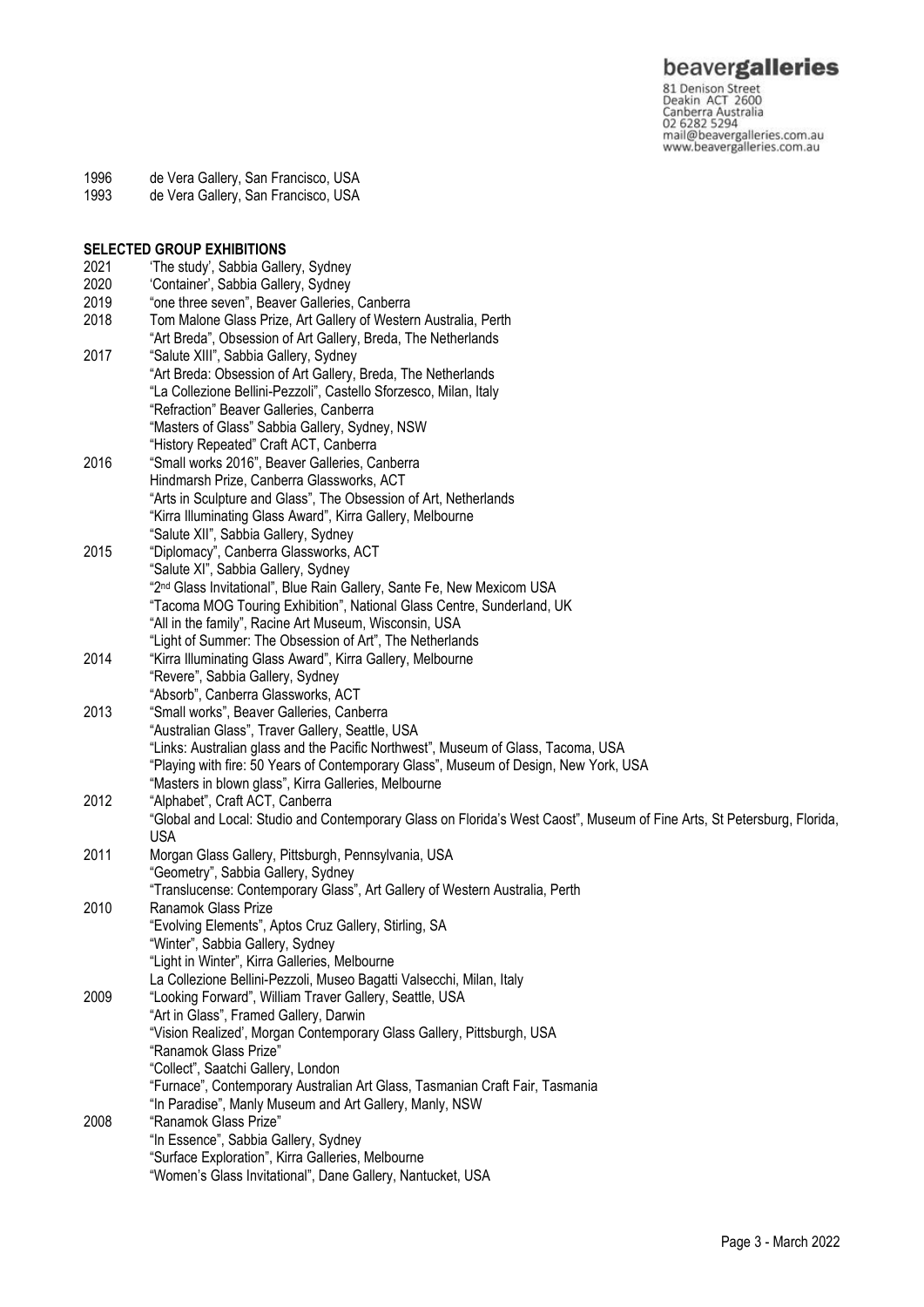1996 de Vera Gallery, San Francisco, USA
1993 de Vera Gallery, San Francisco, USA

**SELECTED GROUP EXHIBITIONS**

2021 'The study', Sabbia Gallery, Sydney
2020 'Container', Sabbia Gallery, Sydney
2019 "one three seven", Beaver Galleries, Canberra
2018 Tom Malone Glass Prize, Art Gallery of Western Australia, Perth
"Art Breda", Obsession of Art Gallery, Breda, The Netherlands
2017 "Salute XIII", Sabbia Gallery, Sydney
"Art Breda: Obsession of Art Gallery, Breda, The Netherlands
"La Collezione Bellini-Pezzoli", Castello Sforzesco, Milan, Italy
"Refraction" Beaver Galleries, Canberra
"Masters of Glass" Sabbia Gallery, Sydney, NSW
"History Repeated" Craft ACT, Canberra
2016 "Small works 2016", Beaver Galleries, Canberra
Hindmarsh Prize, Canberra Glassworks, ACT
"Arts in Sculpture and Glass", The Obsession of Art, Netherlands
"Kirra Illuminating Glass Award", Kirra Gallery, Melbourne
"Salute XII", Sabbia Gallery, Sydney
2015 "Diplomacy", Canberra Glassworks, ACT
"Salute XI", Sabbia Gallery, Sydney
"2nd Glass Invitational", Blue Rain Gallery, Sante Fe, New Mexicom USA
"Tacoma MOG Touring Exhibition", National Glass Centre, Sunderland, UK
"All in the family", Racine Art Museum, Wisconsin, USA
"Light of Summer: The Obsession of Art", The Netherlands
2014 "Kirra Illuminating Glass Award", Kirra Gallery, Melbourne
"Revere", Sabbia Gallery, Sydney
"Absorb", Canberra Glassworks, ACT
2013 "Small works", Beaver Galleries, Canberra
"Australian Glass", Traver Gallery, Seattle, USA
"Links: Australian glass and the Pacific Northwest", Museum of Glass, Tacoma, USA
"Playing with fire: 50 Years of Contemporary Glass", Museum of Design, New York, USA
"Masters in blown glass", Kirra Galleries, Melbourne
2012 "Alphabet", Craft ACT, Canberra
"Global and Local: Studio and Contemporary Glass on Florida's West Caost", Museum of Fine Arts, St Petersburg, Florida, USA
2011 Morgan Glass Gallery, Pittsburgh, Pennsylvania, USA
"Geometry", Sabbia Gallery, Sydney
"Translucense: Contemporary Glass", Art Gallery of Western Australia, Perth
2010 Ranamok Glass Prize
"Evolving Elements", Aptos Cruz Gallery, Stirling, SA
"Winter", Sabbia Gallery, Sydney
"Light in Winter", Kirra Galleries, Melbourne
La Collezione Bellini-Pezzoli, Museo Bagatti Valsecchi, Milan, Italy
2009 "Looking Forward", William Traver Gallery, Seattle, USA
"Art in Glass", Framed Gallery, Darwin
"Vision Realized', Morgan Contemporary Glass Gallery, Pittsburgh, USA
"Ranamok Glass Prize"
"Collect", Saatchi Gallery, London
"Furnace", Contemporary Australian Art Glass, Tasmanian Craft Fair, Tasmania
"In Paradise", Manly Museum and Art Gallery, Manly, NSW
2008 "Ranamok Glass Prize"
"In Essence", Sabbia Gallery, Sydney
"Surface Exploration", Kirra Galleries, Melbourne
"Women's Glass Invitational", Dane Gallery, Nantucket, USA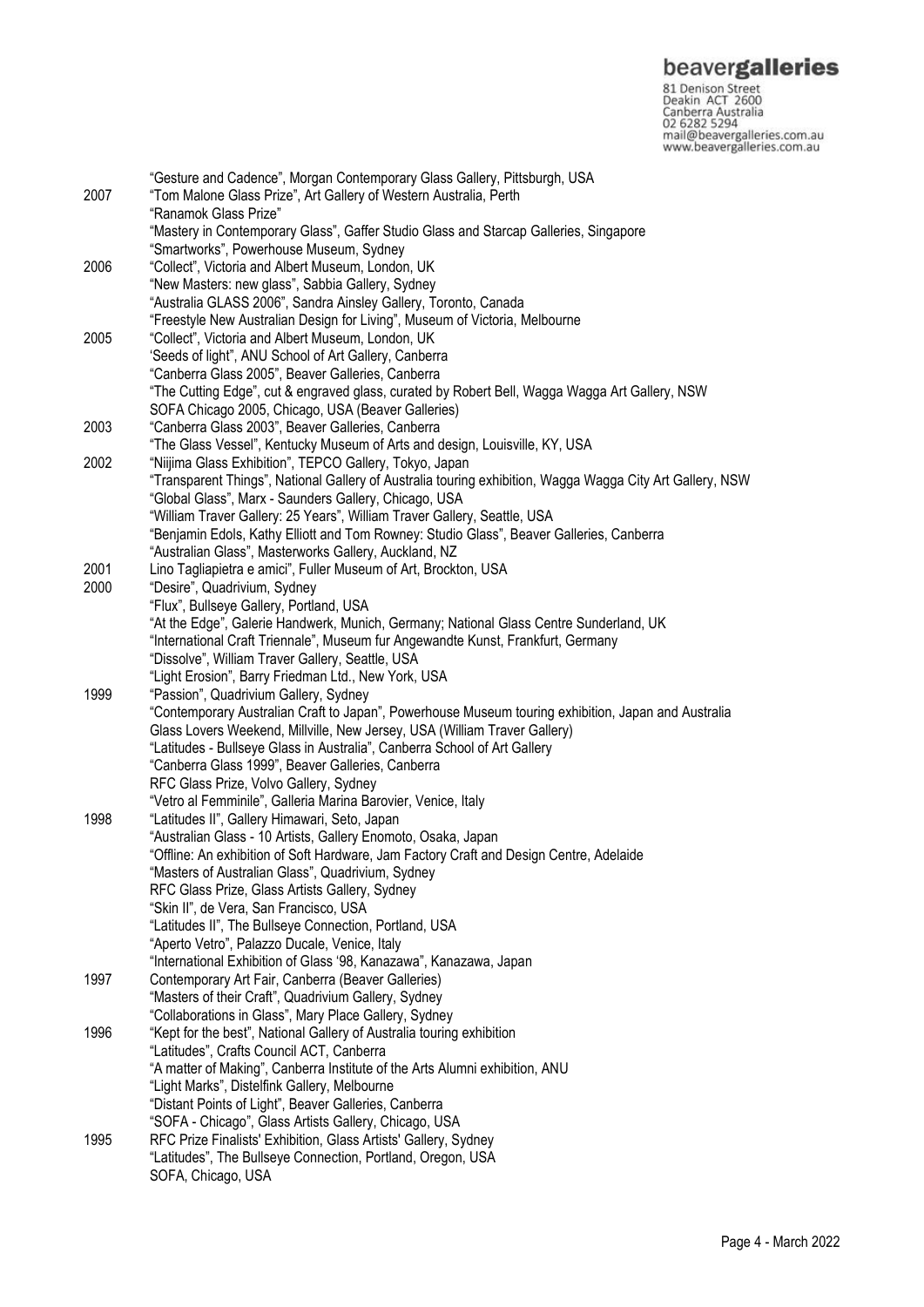"Gesture and Cadence", Morgan Contemporary Glass Gallery, Pittsburgh, USA

2007 "Tom Malone Glass Prize", Art Gallery of Western Australia, Perth
"Ranamok Glass Prize"
"Mastery in Contemporary Glass", Gaffer Studio Glass and Starcap Galleries, Singapore
"Smartworks", Powerhouse Museum, Sydney

2006 "Collect", Victoria and Albert Museum, London, UK
"New Masters: new glass", Sabbia Gallery, Sydney
"Australia GLASS 2006", Sandra Ainsley Gallery, Toronto, Canada
"Freestyle New Australian Design for Living", Museum of Victoria, Melbourne

2005 "Collect", Victoria and Albert Museum, London, UK
'Seeds of light", ANU School of Art Gallery, Canberra
"Canberra Glass 2005", Beaver Galleries, Canberra
"The Cutting Edge", cut & engraved glass, curated by Robert Bell, Wagga Wagga Art Gallery, NSW
SOFA Chicago 2005, Chicago, USA (Beaver Galleries)

2003 "Canberra Glass 2003", Beaver Galleries, Canberra
"The Glass Vessel", Kentucky Museum of Arts and design, Louisville, KY, USA

2002 "Niijima Glass Exhibition", TEPCO Gallery, Tokyo, Japan
"Transparent Things", National Gallery of Australia touring exhibition, Wagga Wagga City Art Gallery, NSW
"Global Glass", Marx - Saunders Gallery, Chicago, USA
"William Traver Gallery: 25 Years", William Traver Gallery, Seattle, USA
"Benjamin Edols, Kathy Elliott and Tom Rowney: Studio Glass", Beaver Galleries, Canberra
"Australian Glass", Masterworks Gallery, Auckland, NZ

2001 Lino Tagliapietra e amici", Fuller Museum of Art, Brockton, USA

2000 "Desire", Quadrivium, Sydney
"Flux", Bullseye Gallery, Portland, USA
"At the Edge", Galerie Handwerk, Munich, Germany; National Glass Centre Sunderland, UK
"International Craft Triennale", Museum fur Angewandte Kunst, Frankfurt, Germany
"Dissolve", William Traver Gallery, Seattle, USA
"Light Erosion", Barry Friedman Ltd., New York, USA

1999 "Passion", Quadrivium Gallery, Sydney
"Contemporary Australian Craft to Japan", Powerhouse Museum touring exhibition, Japan and Australia
Glass Lovers Weekend, Millville, New Jersey, USA (William Traver Gallery)
"Latitudes - Bullseye Glass in Australia", Canberra School of Art Gallery
"Canberra Glass 1999", Beaver Galleries, Canberra
RFC Glass Prize, Volvo Gallery, Sydney
"Vetro al Femminile", Galleria Marina Barovier, Venice, Italy

1998 "Latitudes II", Gallery Himawari, Seto, Japan
"Australian Glass - 10 Artists, Gallery Enomoto, Osaka, Japan
"Offline: An exhibition of Soft Hardware, Jam Factory Craft and Design Centre, Adelaide
"Masters of Australian Glass", Quadrivium, Sydney
RFC Glass Prize, Glass Artists Gallery, Sydney
"Skin II", de Vera, San Francisco, USA
"Latitudes II", The Bullseye Connection, Portland, USA
"Aperto Vetro", Palazzo Ducale, Venice, Italy
"International Exhibition of Glass '98, Kanazawa", Kanazawa, Japan

1997 Contemporary Art Fair, Canberra (Beaver Galleries)
"Masters of their Craft", Quadrivium Gallery, Sydney
"Collaborations in Glass", Mary Place Gallery, Sydney

1996 "Kept for the best", National Gallery of Australia touring exhibition
"Latitudes", Crafts Council ACT, Canberra
"A matter of Making", Canberra Institute of the Arts Alumni exhibition, ANU
"Light Marks", Distelfink Gallery, Melbourne
"Distant Points of Light", Beaver Galleries, Canberra
"SOFA - Chicago", Glass Artists Gallery, Chicago, USA

1995 RFC Prize Finalists' Exhibition, Glass Artists' Gallery, Sydney
"Latitudes", The Bullseye Connection, Portland, Oregon, USA
SOFA, Chicago, USA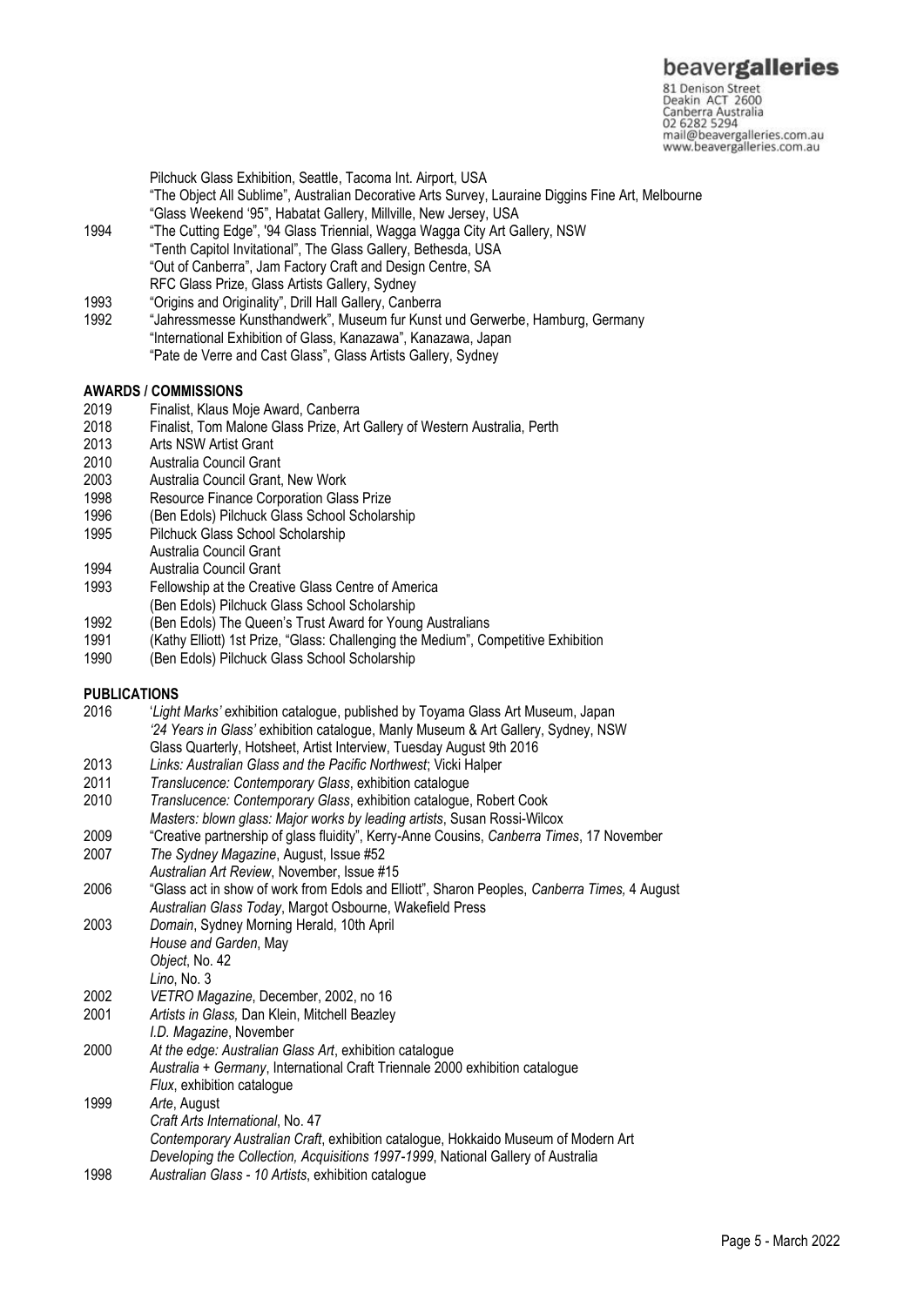Pilchuck Glass Exhibition, Seattle, Tacoma Int. Airport, USA
"The Object All Sublime", Australian Decorative Arts Survey, Lauraine Diggins Fine Art, Melbourne
"Glass Weekend '95", Habatat Gallery, Millville, New Jersey, USA

1994 "The Cutting Edge", '94 Glass Triennial, Wagga Wagga City Art Gallery, NSW
"Tenth Capitol Invitational", The Glass Gallery, Bethesda, USA
"Out of Canberra", Jam Factory Craft and Design Centre, SA
RFC Glass Prize, Glass Artists Gallery, Sydney

1993 "Origins and Originality", Drill Hall Gallery, Canberra

1992 "Jahressmesse Kunsthandwerk", Museum fur Kunst und Gerwerbe, Hamburg, Germany
"International Exhibition of Glass, Kanazawa", Kanazawa, Japan
"Pate de Verre and Cast Glass", Glass Artists Gallery, Sydney

**AWARDS / COMMISSIONS**

2019 Finalist, Klaus Moje Award, Canberra

2018 Finalist, Tom Malone Glass Prize, Art Gallery of Western Australia, Perth

2013 Arts NSW Artist Grant

2010 Australia Council Grant

2003 Australia Council Grant, New Work

1998 Resource Finance Corporation Glass Prize

1996 (Ben Edols) Pilchuck Glass School Scholarship

1995 Pilchuck Glass School Scholarship
Australia Council Grant

1994 Australia Council Grant

1993 Fellowship at the Creative Glass Centre of America
(Ben Edols) Pilchuck Glass School Scholarship

1992 (Ben Edols) The Queen's Trust Award for Young Australians

1991 (Kathy Elliott) 1st Prize, "Glass: Challenging the Medium", Competitive Exhibition

1990 (Ben Edols) Pilchuck Glass School Scholarship

**PUBLICATIONS**

2016 '*Light Marks'* exhibition catalogue, published by Toyama Glass Art Museum, Japan
*'24 Years in Glass'* exhibition catalogue, Manly Museum & Art Gallery, Sydney, NSW
Glass Quarterly, Hotsheet, Artist Interview, Tuesday August 9th 2016

2013 *Links: Australian Glass and the Pacific Northwest*; Vicki Halper

2011 *Translucence: Contemporary Glass*, exhibition catalogue

2010 *Translucence: Contemporary Glass*, exhibition catalogue, Robert Cook
*Masters: blown glass: Major works by leading artists*, Susan Rossi-Wilcox

2009 "Creative partnership of glass fluidity", Kerry-Anne Cousins, *Canberra Times*, 17 November

2007 *The Sydney Magazine*, August, Issue #52
*Australian Art Review*, November, Issue #15

2006 "Glass act in show of work from Edols and Elliott", Sharon Peoples, *Canberra Times,* 4 August
*Australian Glass Today*, Margot Osbourne, Wakefield Press

2003 *Domain*, Sydney Morning Herald, 10th April
*House and Garden*, May
*Object*, No. 42
*Lino*, No. 3

2002 *VETRO Magazine*, December, 2002, no 16

2001 *Artists in Glass,* Dan Klein, Mitchell Beazley
*I.D. Magazine*, November

2000 *At the edge: Australian Glass Art*, exhibition catalogue
*Australia + Germany*, International Craft Triennale 2000 exhibition catalogue
*Flux*, exhibition catalogue

1999 *Arte*, August
*Craft Arts International*, No. 47
*Contemporary Australian Craft*, exhibition catalogue, Hokkaido Museum of Modern Art
*Developing the Collection, Acquisitions 1997-1999*, National Gallery of Australia

1998 *Australian Glass - 10 Artists*, exhibition catalogue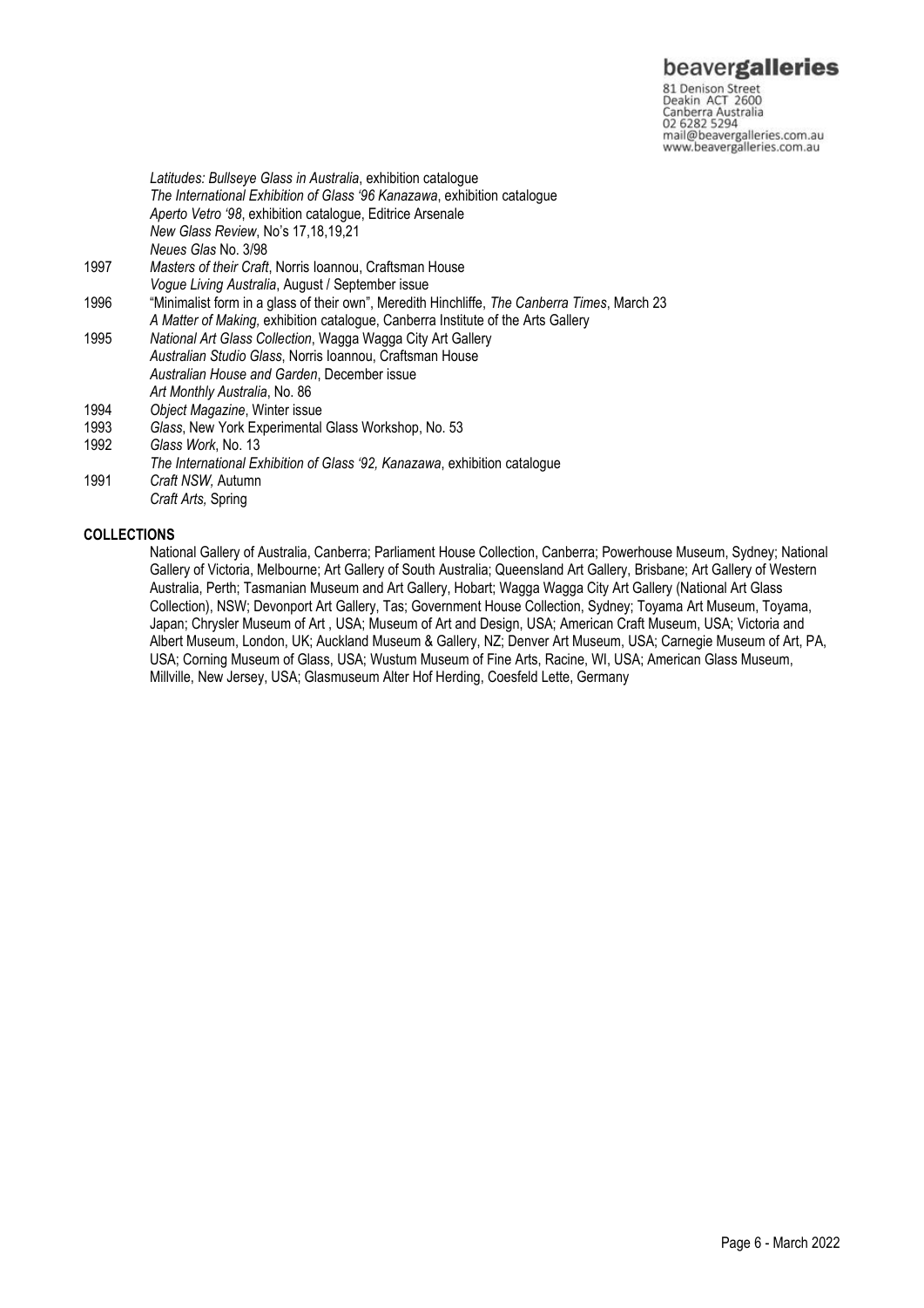*Latitudes: Bullseye Glass in Australia*, exhibition catalogue
*The International Exhibition of Glass '96 Kanazawa*, exhibition catalogue
*Aperto Vetro '98*, exhibition catalogue, Editrice Arsenale
*New Glass Review*, No's 17,18,19,21
*Neues Glas* No. 3/98

1997 *Masters of their Craft*, Norris Ioannou, Craftsman House
*Vogue Living Australia*, August / September issue

1996 "Minimalist form in a glass of their own", Meredith Hinchliffe, *The Canberra Times*, March 23
*A Matter of Making,* exhibition catalogue, Canberra Institute of the Arts Gallery

1995 *National Art Glass Collection*, Wagga Wagga City Art Gallery
*Australian Studio Glass*, Norris Ioannou, Craftsman House
*Australian House and Garden*, December issue
*Art Monthly Australia*, No. 86

1994 *Object Magazine*, Winter issue

1993 *Glass*, New York Experimental Glass Workshop, No. 53

1992 *Glass Work*, No. 13
*The International Exhibition of Glass '92, Kanazawa*, exhibition catalogue

1991 *Craft NSW,* Autumn
*Craft Arts,* Spring

**COLLECTIONS**

National Gallery of Australia, Canberra; Parliament House Collection, Canberra; Powerhouse Museum, Sydney; National Gallery of Victoria, Melbourne; Art Gallery of South Australia; Queensland Art Gallery, Brisbane; Art Gallery of Western Australia, Perth; Tasmanian Museum and Art Gallery, Hobart; Wagga Wagga City Art Gallery (National Art Glass Collection), NSW; Devonport Art Gallery, Tas; Government House Collection, Sydney; Toyama Art Museum, Toyama, Japan; Chrysler Museum of Art , USA; Museum of Art and Design, USA; American Craft Museum, USA; Victoria and Albert Museum, London, UK; Auckland Museum & Gallery, NZ; Denver Art Museum, USA; Carnegie Museum of Art, PA, USA; Corning Museum of Glass, USA; Wustum Museum of Fine Arts, Racine, WI, USA; American Glass Museum, Millville, New Jersey, USA; Glasmuseum Alter Hof Herding, Coesfeld Lette, Germany